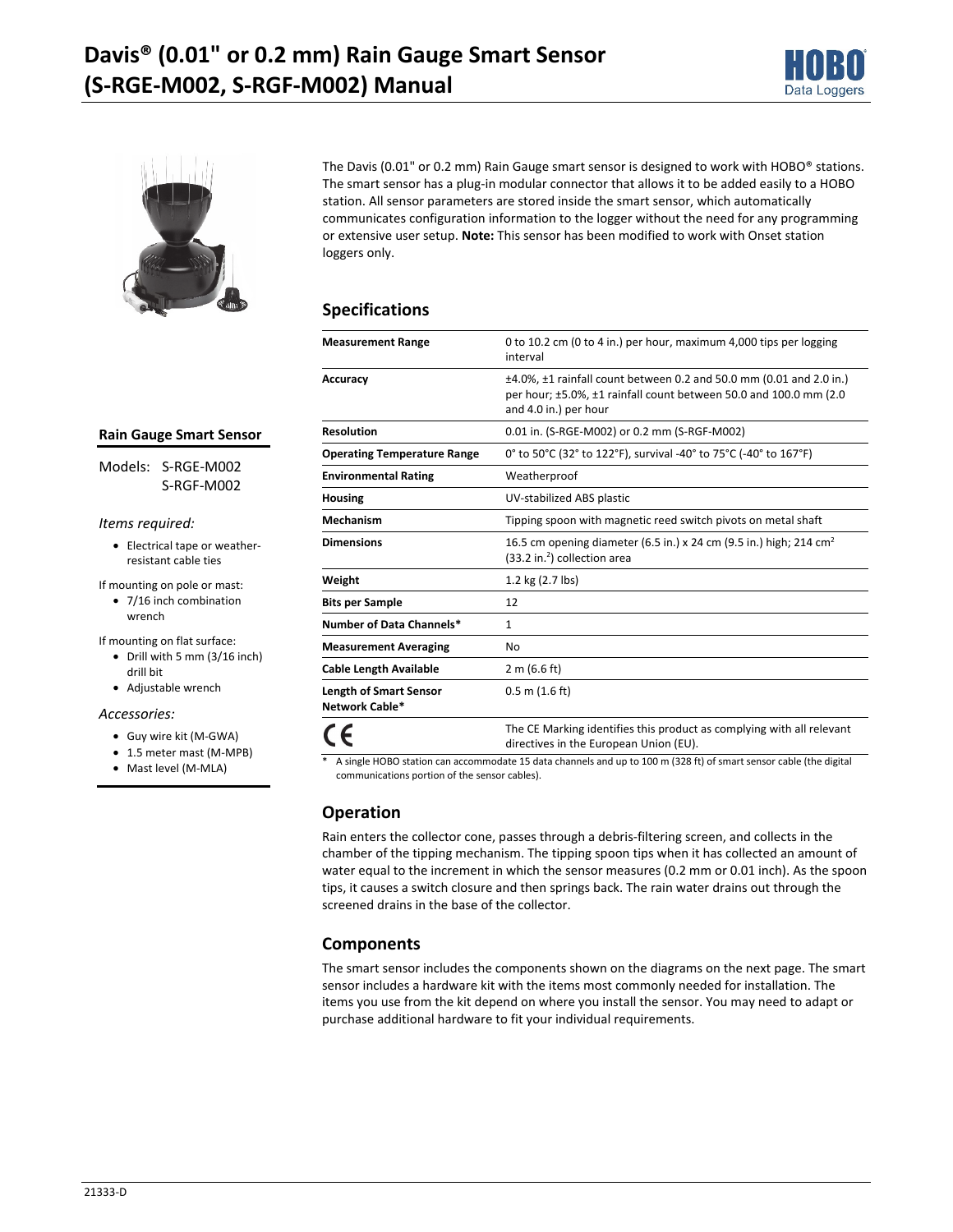# Davis® (0.01" or 0.2 mm) Rain Gauge Smart Sensor (S-RGE-M002, S-RGF-M002) Manual

The Davis (0.01" or 0.2 mm) Rain Gauge smart sensor is designed to work with HOBO® stations. The smart sensor has a plug-in modular connector that allows it to be added easily to a HOBO station. All sensor parameters are stored inside the smart sensor, which automatically communicates configuration information to the logger without the need for any programming or extensive user setup. **Note:** This sensor has been modified to work with Onset station loggers only.

### Rain Gauge Smart Sensor

Models: S-RGE-M002
S-RGF-M002

*Items required:*

- Electrical tape or weather-resistant cable ties

If mounting on pole or mast:

- 7/16 inch combination wrench

If mounting on flat surface:

- Drill with 5 mm (3/16 inch) drill bit
- Adjustable wrench

*Accessories:*

- Guy wire kit (M-GWA)
- 1.5 meter mast (M-MPB)
- Mast level (M-MLA)

## Specifications

| | |
|---|---|
| **Measurement Range** | 0 to 10.2 cm (0 to 4 in.) per hour, maximum 4,000 tips per logging interval |
| **Accuracy** | ±4.0%, ±1 rainfall count between 0.2 and 50.0 mm (0.01 and 2.0 in.) per hour; ±5.0%, ±1 rainfall count between 50.0 and 100.0 mm (2.0 and 4.0 in.) per hour |
| **Resolution** | 0.01 in. (S-RGE-M002) or 0.2 mm (S-RGF-M002) |
| **Operating Temperature Range** | 0° to 50°C (32° to 122°F), survival -40° to 75°C (-40° to 167°F) |
| **Environmental Rating** | Weatherproof |
| **Housing** | UV-stabilized ABS plastic |
| **Mechanism** | Tipping spoon with magnetic reed switch pivots on metal shaft |
| **Dimensions** | 16.5 cm opening diameter (6.5 in.) x 24 cm (9.5 in.) high; 214 $cm^2$ (33.2 $in.^2$) collection area |
| **Weight** | 1.2 kg (2.7 lbs) |
| **Bits per Sample** | 12 |
| **Number of Data Channels*** | 1 |
| **Measurement Averaging** | No |
| **Cable Length Available** | 2 m (6.6 ft) |
| **Length of Smart Sensor Network Cable*** | 0.5 m (1.6 ft) |
| CE | The CE Marking identifies this product as complying with all relevant directives in the European Union (EU). |

\* A single HOBO station can accommodate 15 data channels and up to 100 m (328 ft) of smart sensor cable (the digital communications portion of the sensor cables).

## Operation

Rain enters the collector cone, passes through a debris-filtering screen, and collects in the chamber of the tipping mechanism. The tipping spoon tips when it has collected an amount of water equal to the increment in which the sensor measures (0.2 mm or 0.01 inch). As the spoon tips, it causes a switch closure and then springs back. The rain water drains out through the screened drains in the base of the collector.

## Components

The smart sensor includes the components shown on the diagrams on the next page. The smart sensor includes a hardware kit with the items most commonly needed for installation. The items you use from the kit depend on where you install the sensor. You may need to adapt or purchase additional hardware to fit your individual requirements.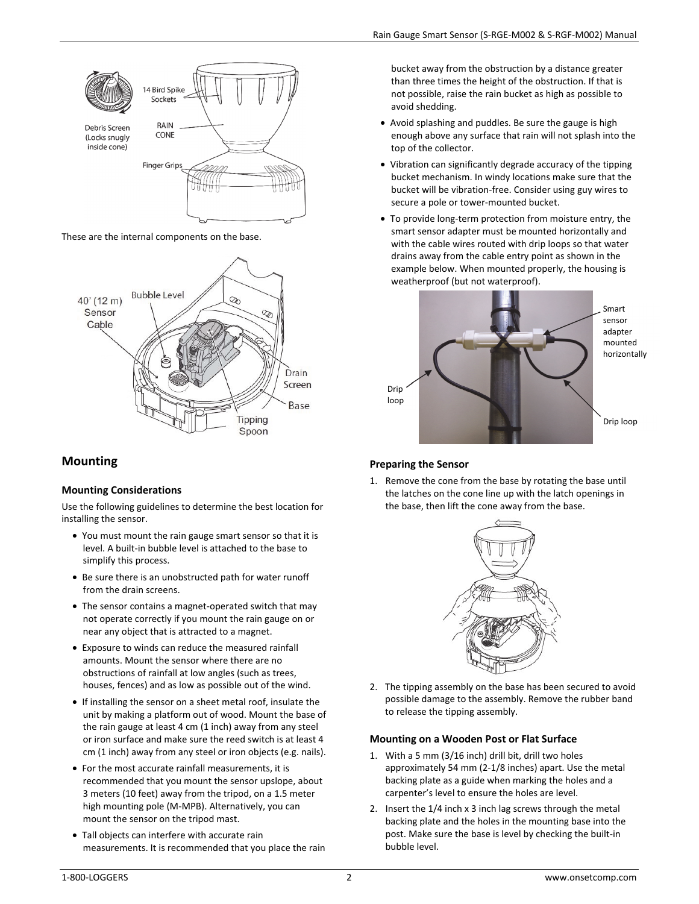These are the internal components on the base.

## Mounting

### Mounting Considerations

Use the following guidelines to determine the best location for installing the sensor.

- You must mount the rain gauge smart sensor so that it is level. A built-in bubble level is attached to the base to simplify this process.
- Be sure there is an unobstructed path for water runoff from the drain screens.
- The sensor contains a magnet-operated switch that may not operate correctly if you mount the rain gauge on or near any object that is attracted to a magnet.
- Exposure to winds can reduce the measured rainfall amounts. Mount the sensor where there are no obstructions of rainfall at low angles (such as trees, houses, fences) and as low as possible out of the wind.
- If installing the sensor on a sheet metal roof, insulate the unit by making a platform out of wood. Mount the base of the rain gauge at least 4 cm (1 inch) away from any steel or iron surface and make sure the reed switch is at least 4 cm (1 inch) away from any steel or iron objects (e.g. nails).
- For the most accurate rainfall measurements, it is recommended that you mount the sensor upslope, about 3 meters (10 feet) away from the tripod, on a 1.5 meter high mounting pole (M-MPB). Alternatively, you can mount the sensor on the tripod mast.
- Tall objects can interfere with accurate rain measurements. It is recommended that you place the rain bucket away from the obstruction by a distance greater than three times the height of the obstruction. If that is not possible, raise the rain bucket as high as possible to avoid shedding.
- Avoid splashing and puddles. Be sure the gauge is high enough above any surface that rain will not splash into the top of the collector.
- Vibration can significantly degrade accuracy of the tipping bucket mechanism. In windy locations make sure that the bucket will be vibration-free. Consider using guy wires to secure a pole or tower-mounted bucket.
- To provide long-term protection from moisture entry, the smart sensor adapter must be mounted horizontally and with the cable wires routed with drip loops so that water drains away from the cable entry point as shown in the example below. When mounted properly, the housing is weatherproof (but not waterproof).

### Preparing the Sensor

1. Remove the cone from the base by rotating the base until the latches on the cone line up with the latch openings in the base, then lift the cone away from the base.
2. The tipping assembly on the base has been secured to avoid possible damage to the assembly. Remove the rubber band to release the tipping assembly.

### Mounting on a Wooden Post or Flat Surface

1. With a 5 mm (3/16 inch) drill bit, drill two holes approximately 54 mm (2-1/8 inches) apart. Use the metal backing plate as a guide when marking the holes and a carpenter's level to ensure the holes are level.
2. Insert the 1/4 inch x 3 inch lag screws through the metal backing plate and the holes in the mounting base into the post. Make sure the base is level by checking the built-in bubble level.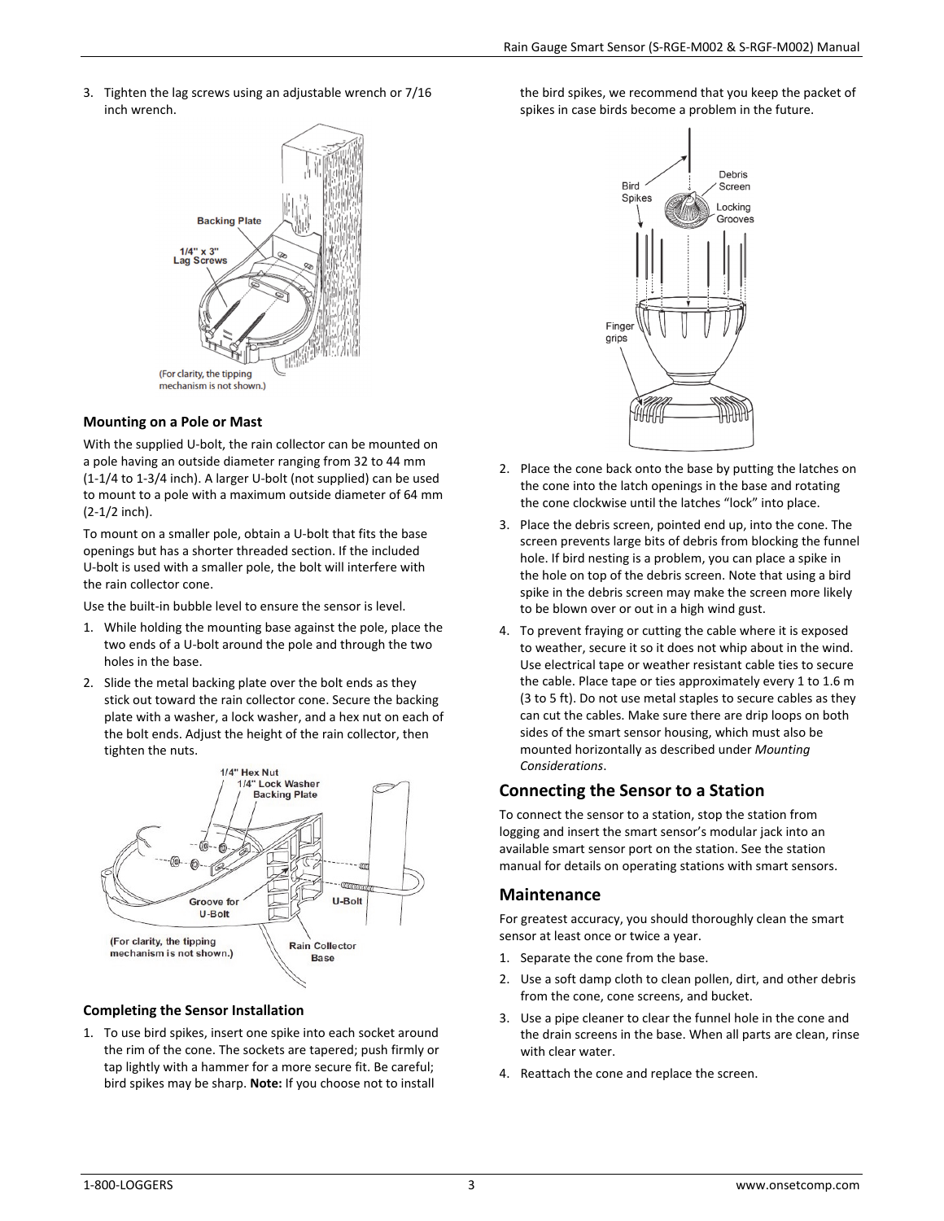3. Tighten the lag screws using an adjustable wrench or 7/16 inch wrench.

(For clarity, the tipping mechanism is not shown.)

### Mounting on a Pole or Mast

With the supplied U-bolt, the rain collector can be mounted on a pole having an outside diameter ranging from 32 to 44 mm (1-1/4 to 1-3/4 inch). A larger U-bolt (not supplied) can be used to mount to a pole with a maximum outside diameter of 64 mm (2-1/2 inch).

To mount on a smaller pole, obtain a U-bolt that fits the base openings but has a shorter threaded section. If the included U-bolt is used with a smaller pole, the bolt will interfere with the rain collector cone.

Use the built-in bubble level to ensure the sensor is level.

1. While holding the mounting base against the pole, place the two ends of a U-bolt around the pole and through the two holes in the base.
2. Slide the metal backing plate over the bolt ends as they stick out toward the rain collector cone. Secure the backing plate with a washer, a lock washer, and a hex nut on each of the bolt ends. Adjust the height of the rain collector, then tighten the nuts.

(For clarity, the tipping mechanism is not shown.)

### Completing the Sensor Installation

1. To use bird spikes, insert one spike into each socket around the rim of the cone. The sockets are tapered; push firmly or tap lightly with a hammer for a more secure fit. Be careful; bird spikes may be sharp. **Note:** If you choose not to install the bird spikes, we recommend that you keep the packet of spikes in case birds become a problem in the future.
2. Place the cone back onto the base by putting the latches on the cone into the latch openings in the base and rotating the cone clockwise until the latches "lock" into place.
3. Place the debris screen, pointed end up, into the cone. The screen prevents large bits of debris from blocking the funnel hole. If bird nesting is a problem, you can place a spike in the hole on top of the debris screen. Note that using a bird spike in the debris screen may make the screen more likely to be blown over or out in a high wind gust.
4. To prevent fraying or cutting the cable where it is exposed to weather, secure it so it does not whip about in the wind. Use electrical tape or weather resistant cable ties to secure the cable. Place tape or ties approximately every 1 to 1.6 m (3 to 5 ft). Do not use metal staples to secure cables as they can cut the cables. Make sure there are drip loops on both sides of the smart sensor housing, which must also be mounted horizontally as described under *Mounting Considerations*.

## Connecting the Sensor to a Station

To connect the sensor to a station, stop the station from logging and insert the smart sensor's modular jack into an available smart sensor port on the station. See the station manual for details on operating stations with smart sensors.

## Maintenance

For greatest accuracy, you should thoroughly clean the smart sensor at least once or twice a year.

1. Separate the cone from the base.
2. Use a soft damp cloth to clean pollen, dirt, and other debris from the cone, cone screens, and bucket.
3. Use a pipe cleaner to clear the funnel hole in the cone and the drain screens in the base. When all parts are clean, rinse with clear water.
4. Reattach the cone and replace the screen.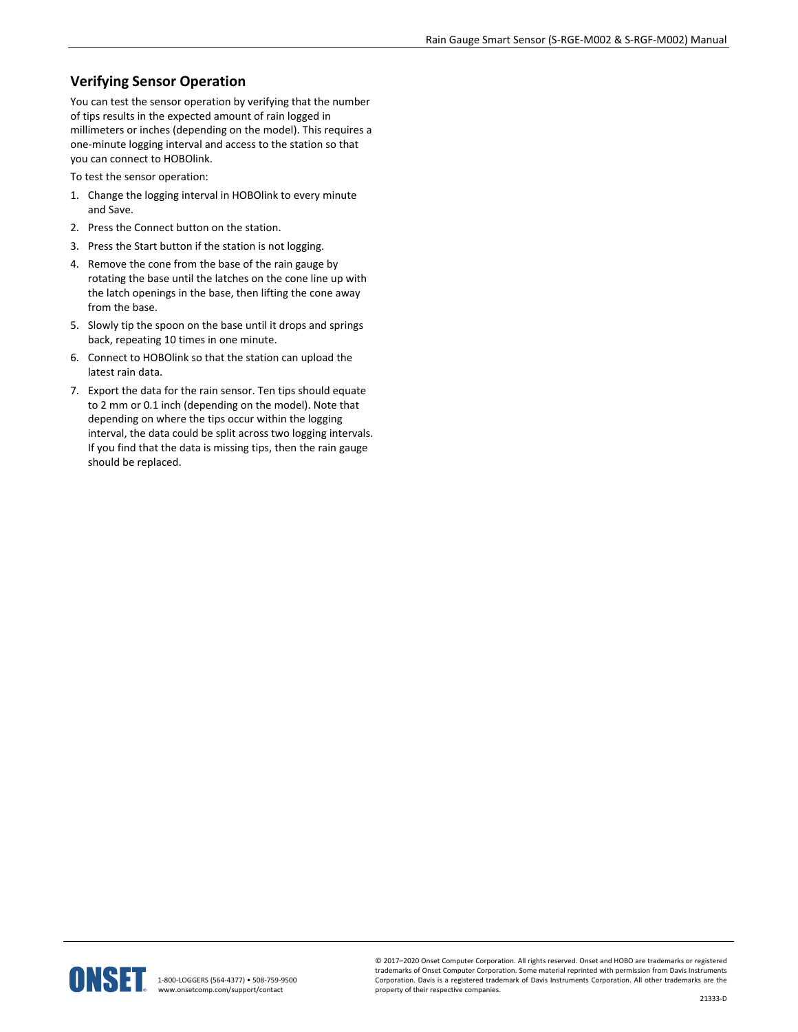## Verifying Sensor Operation

You can test the sensor operation by verifying that the number of tips results in the expected amount of rain logged in millimeters or inches (depending on the model). This requires a one-minute logging interval and access to the station so that you can connect to HOBOlink.

To test the sensor operation:

1. Change the logging interval in HOBOlink to every minute and Save.
2. Press the Connect button on the station.
3. Press the Start button if the station is not logging.
4. Remove the cone from the base of the rain gauge by rotating the base until the latches on the cone line up with the latch openings in the base, then lifting the cone away from the base.
5. Slowly tip the spoon on the base until it drops and springs back, repeating 10 times in one minute.
6. Connect to HOBOlink so that the station can upload the latest rain data.
7. Export the data for the rain sensor. Ten tips should equate to 2 mm or 0.1 inch (depending on the model). Note that depending on where the tips occur within the logging interval, the data could be split across two logging intervals. If you find that the data is missing tips, then the rain gauge should be replaced.

ONSET 1-800-LOGGERS (564-4377) • 508-759-9500
www.onsetcomp.com/support/contact

© 2017–2020 Onset Computer Corporation. All rights reserved. Onset and HOBO are trademarks or registered trademarks of Onset Computer Corporation. Some material reprinted with permission from Davis Instruments Corporation. Davis is a registered trademark of Davis Instruments Corporation. All other trademarks are the property of their respective companies.

21333-D